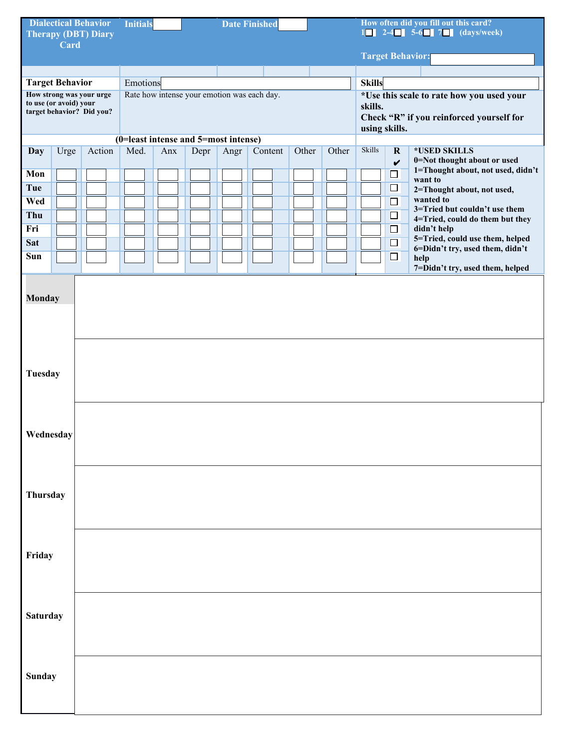# Dialectical Behavior Therapy (DBT) Diary Card

**Initials** ______ **Date Finished** ______

**How often did you fill out this card?** 1☐ 2-4☐ 5-6☐ 7☐ (days/week)

**Target Behavior:** ______

**Target Behavior**

**How strong was your urge to use (or avoid) your target behavior? Did you?**

Emotions ______

Rate how intense your emotion was each day.

**(0=least intense and 5=most intense)**

**Skills** ______

***Use this scale to rate how you used your skills.**
**Check "R" if you reinforced yourself for using skills.**

| Day | Urge | Action | Med. | Anx | Depr | Angr | Content | Other | Other | Skills | R ✔ |
|---|---|---|---|---|---|---|---|---|---|---|---|
| Mon | | | | | | | | | | | ☐ |
| Tue | | | | | | | | | | | ☐ |
| Wed | | | | | | | | | | | ☐ |
| Thu | | | | | | | | | | | ☐ |
| Fri | | | | | | | | | | | ☐ |
| Sat | | | | | | | | | | | ☐ |
| Sun | | | | | | | | | | | ☐ |

***USED SKILLS**
- 0=Not thought about or used
- 1=Thought about, not used, didn't want to
- 2=Thought about, not used, wanted to
- 3=Tried but couldn't use them
- 4=Tried, could do them but they didn't help
- 5=Tried, could use them, helped
- 6=Didn't try, used them, didn't help
- 7=Didn't try, used them, helped

| | |
|---|---|
| **Monday** | |
| **Tuesday** | |
| **Wednesday** | |
| **Thursday** | |
| **Friday** | |
| **Saturday** | |
| **Sunday** | |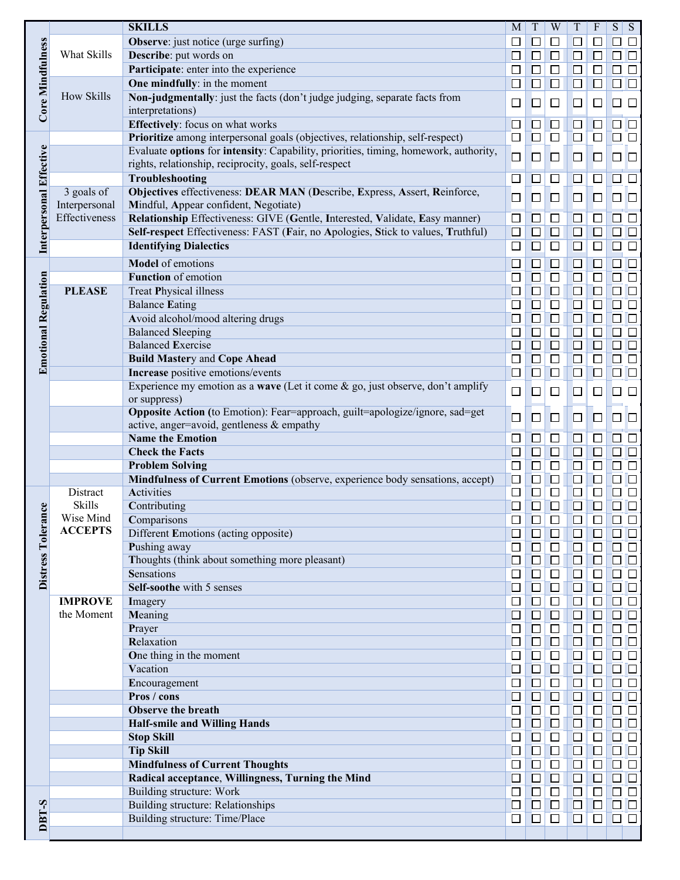| | | SKILLS | M | T | W | T | F | S | S |
|---|---|---|---|---|---|---|---|---|---|
| Core Mindfulness | What Skills | **Observe**: just notice (urge surfing) | ☐ | ☐ | ☐ | ☐ | ☐ | ☐ | ☐ |
| | | **Describe**: put words on | ☐ | ☐ | ☐ | ☐ | ☐ | ☐ | ☐ |
| | | **Participate**: enter into the experience | ☐ | ☐ | ☐ | ☐ | ☐ | ☐ | ☐ |
| | How Skills | **One mindfully**: in the moment | ☐ | ☐ | ☐ | ☐ | ☐ | ☐ | ☐ |
| | | **Non-judgmentally**: just the facts (don't judge judging, separate facts from interpretations) | ☐ | ☐ | ☐ | ☐ | ☐ | ☐ | ☐ |
| | | **Effectively**: focus on what works | ☐ | ☐ | ☐ | ☐ | ☐ | ☐ | ☐ |
| Interpersonal Effective | | **Prioritize** among interpersonal goals (objectives, relationship, self-respect) | ☐ | ☐ | ☐ | ☐ | ☐ | ☐ | ☐ |
| | | Evaluate **options** for **intensity**: Capability, priorities, timing, homework, authority, rights, relationship, reciprocity, goals, self-respect | ☐ | ☐ | ☐ | ☐ | ☐ | ☐ | ☐ |
| | | **Troubleshooting** | ☐ | ☐ | ☐ | ☐ | ☐ | ☐ | ☐ |
| | 3 goals of Interpersonal Effectiveness | **Objectives** effectiveness: **DEAR MAN** (**D**escribe, **E**xpress, **A**ssert, **R**einforce, **M**indful, **A**ppear confident, **N**egotiate) | ☐ | ☐ | ☐ | ☐ | ☐ | ☐ | ☐ |
| | | **Relationship** Effectiveness: GIVE (**G**entle, **I**nterested, **V**alidate, **E**asy manner) | ☐ | ☐ | ☐ | ☐ | ☐ | ☐ | ☐ |
| | | **Self-respect** Effectiveness: FAST (**F**air, no **A**pologies, **S**tick to values, **T**ruthful) | ☐ | ☐ | ☐ | ☐ | ☐ | ☐ | ☐ |
| | | **Identifying Dialectics** | ☐ | ☐ | ☐ | ☐ | ☐ | ☐ | ☐ |
| Emotional Regulation | | **Model** of emotions | ☐ | ☐ | ☐ | ☐ | ☐ | ☐ | ☐ |
| | | **Function** of emotion | ☐ | ☐ | ☐ | ☐ | ☐ | ☐ | ☐ |
| | **PLEASE** | Treat **P**hysical illness | ☐ | ☐ | ☐ | ☐ | ☐ | ☐ | ☐ |
| | | Balance **E**ating | ☐ | ☐ | ☐ | ☐ | ☐ | ☐ | ☐ |
| | | **A**void alcohol/mood altering drugs | ☐ | ☐ | ☐ | ☐ | ☐ | ☐ | ☐ |
| | | Balanced **S**leeping | ☐ | ☐ | ☐ | ☐ | ☐ | ☐ | ☐ |
| | | Balanced **E**xercise | ☐ | ☐ | ☐ | ☐ | ☐ | ☐ | ☐ |
| | | **Build Master**y and **Cope Ahead** | ☐ | ☐ | ☐ | ☐ | ☐ | ☐ | ☐ |
| | | **Increase** positive emotions/events | ☐ | ☐ | ☐ | ☐ | ☐ | ☐ | ☐ |
| | | Experience my emotion as a **wave** (Let it come & go, just observe, don't amplify or suppress) | ☐ | ☐ | ☐ | ☐ | ☐ | ☐ | ☐ |
| | | **Opposite Action (**to Emotion): Fear=approach, guilt=apologize/ignore, sad=get active, anger=avoid, gentleness & empathy | ☐ | ☐ | ☐ | ☐ | ☐ | ☐ | ☐ |
| | | **Name the Emotion** | ☐ | ☐ | ☐ | ☐ | ☐ | ☐ | ☐ |
| | | **Check the Facts** | ☐ | ☐ | ☐ | ☐ | ☐ | ☐ | ☐ |
| | | **Problem Solving** | ☐ | ☐ | ☐ | ☐ | ☐ | ☐ | ☐ |
| | | **Mindfulness of Current Emotions** (observe, experience body sensations, accept) | ☐ | ☐ | ☐ | ☐ | ☐ | ☐ | ☐ |
| Distress Tolerance | Distract Skills Wise Mind **ACCEPTS** | **A**ctivities | ☐ | ☐ | ☐ | ☐ | ☐ | ☐ | ☐ |
| | | **C**ontributing | ☐ | ☐ | ☐ | ☐ | ☐ | ☐ | ☐ |
| | | **C**omparisons | ☐ | ☐ | ☐ | ☐ | ☐ | ☐ | ☐ |
| | | Different **E**motions (acting opposite) | ☐ | ☐ | ☐ | ☐ | ☐ | ☐ | ☐ |
| | | **P**ushing away | ☐ | ☐ | ☐ | ☐ | ☐ | ☐ | ☐ |
| | | **T**houghts (think about something more pleasant) | ☐ | ☐ | ☐ | ☐ | ☐ | ☐ | ☐ |
| | | **S**ensations | ☐ | ☐ | ☐ | ☐ | ☐ | ☐ | ☐ |
| | | **Self-soothe** with 5 senses | ☐ | ☐ | ☐ | ☐ | ☐ | ☐ | ☐ |
| | **IMPROVE** the Moment | **I**magery | ☐ | ☐ | ☐ | ☐ | ☐ | ☐ | ☐ |
| | | **M**eaning | ☐ | ☐ | ☐ | ☐ | ☐ | ☐ | ☐ |
| | | **P**rayer | ☐ | ☐ | ☐ | ☐ | ☐ | ☐ | ☐ |
| | | **R**elaxation | ☐ | ☐ | ☐ | ☐ | ☐ | ☐ | ☐ |
| | | **O**ne thing in the moment | ☐ | ☐ | ☐ | ☐ | ☐ | ☐ | ☐ |
| | | **V**acation | ☐ | ☐ | ☐ | ☐ | ☐ | ☐ | ☐ |
| | | **E**ncouragement | ☐ | ☐ | ☐ | ☐ | ☐ | ☐ | ☐ |
| | | **Pros / cons** | ☐ | ☐ | ☐ | ☐ | ☐ | ☐ | ☐ |
| | | **Observe the breath** | ☐ | ☐ | ☐ | ☐ | ☐ | ☐ | ☐ |
| | | **Half-smile and Willing Hands** | ☐ | ☐ | ☐ | ☐ | ☐ | ☐ | ☐ |
| | | **Stop Skill** | ☐ | ☐ | ☐ | ☐ | ☐ | ☐ | ☐ |
| | | **Tip Skill** | ☐ | ☐ | ☐ | ☐ | ☐ | ☐ | ☐ |
| | | **Mindfulness of Current Thoughts** | ☐ | ☐ | ☐ | ☐ | ☐ | ☐ | ☐ |
| | | **Radical acceptance**, **Willingness, Turning the Mind** | ☐ | ☐ | ☐ | ☐ | ☐ | ☐ | ☐ |
| DBT-S | | Building structure: Work | ☐ | ☐ | ☐ | ☐ | ☐ | ☐ | ☐ |
| | | Building structure: Relationships | ☐ | ☐ | ☐ | ☐ | ☐ | ☐ | ☐ |
| | | Building structure: Time/Place | ☐ | ☐ | ☐ | ☐ | ☐ | ☐ | ☐ |
| | | | | | | | | | |